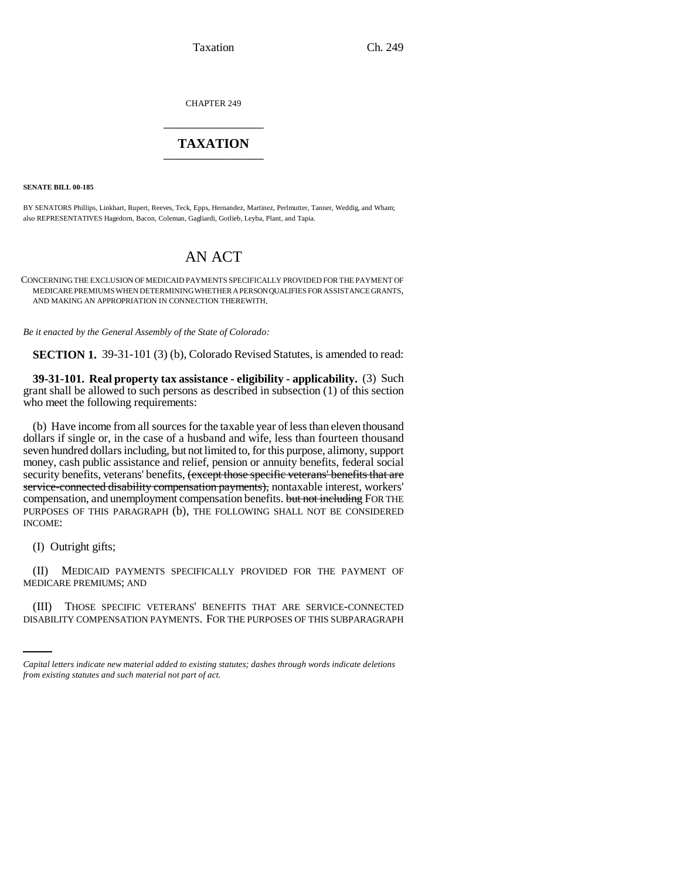CHAPTER 249

# TAXATION

**SENATE BILL 00-185**

BY SENATORS Phillips, Linkhart, Rupert, Reeves, Teck, Epps, Hernandez, Martinez, Perlmutter, Tanner, Weddig, and Wham; also REPRESENTATIVES Hagedorn, Bacon, Coleman, Gagliardi, Gotlieb, Leyba, Plant, and Tapia.

# AN ACT

CONCERNING THE EXCLUSION OF MEDICAID PAYMENTS SPECIFICALLY PROVIDED FOR THE PAYMENT OF MEDICARE PREMIUMS WHEN DETERMINING WHETHER A PERSON QUALIFIES FOR ASSISTANCE GRANTS, AND MAKING AN APPROPRIATION IN CONNECTION THEREWITH.

*Be it enacted by the General Assembly of the State of Colorado:*

**SECTION 1.** 39-31-101 (3) (b), Colorado Revised Statutes, is amended to read:

**39-31-101. Real property tax assistance - eligibility - applicability.** (3) Such grant shall be allowed to such persons as described in subsection (1) of this section who meet the following requirements:

(b) Have income from all sources for the taxable year of less than eleven thousand dollars if single or, in the case of a husband and wife, less than fourteen thousand seven hundred dollars including, but not limited to, for this purpose, alimony, support money, cash public assistance and relief, pension or annuity benefits, federal social security benefits, veterans' benefits, ~~(except those specific veterans' benefits that are service-connected disability compensation payments),~~ nontaxable interest, workers' compensation, and unemployment compensation benefits. ~~but not including~~ FOR THE PURPOSES OF THIS PARAGRAPH (b), THE FOLLOWING SHALL NOT BE CONSIDERED INCOME:

(I) Outright gifts;

(II) MEDICAID PAYMENTS SPECIFICALLY PROVIDED FOR THE PAYMENT OF MEDICARE PREMIUMS; AND

(III) THOSE SPECIFIC VETERANS' BENEFITS THAT ARE SERVICE-CONNECTED DISABILITY COMPENSATION PAYMENTS. FOR THE PURPOSES OF THIS SUBPARAGRAPH

*Capital letters indicate new material added to existing statutes; dashes through words indicate deletions from existing statutes and such material not part of act.*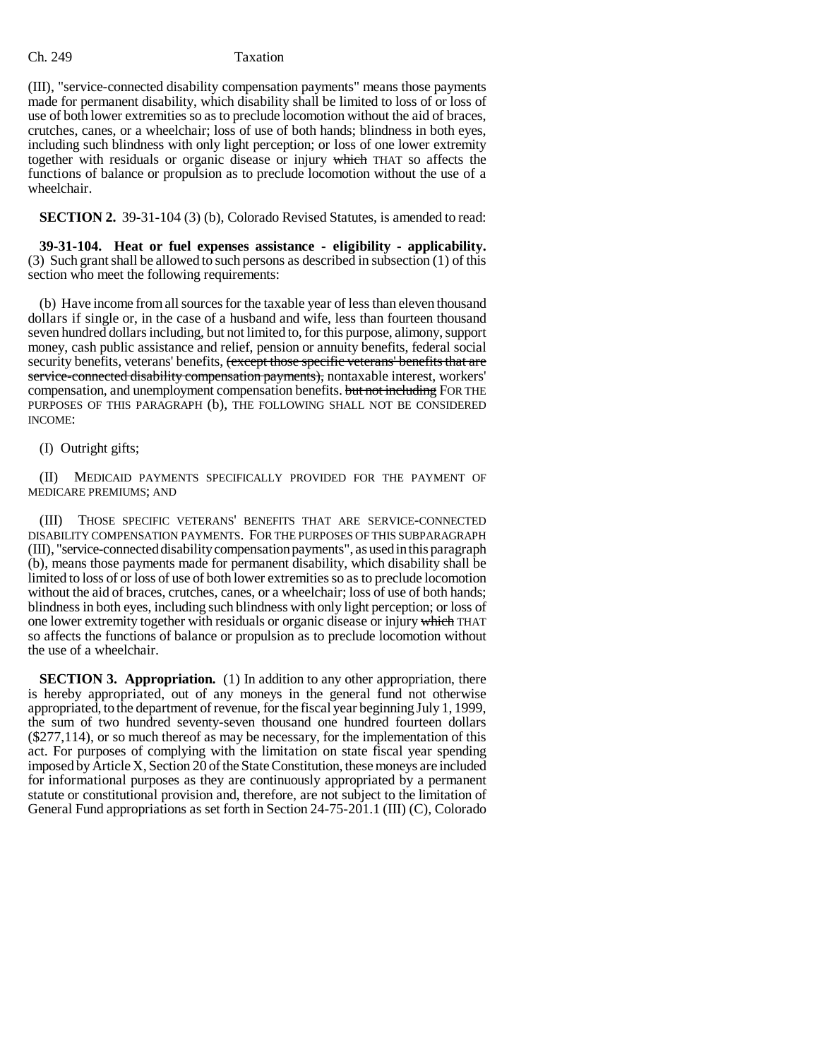(III), "service-connected disability compensation payments" means those payments made for permanent disability, which disability shall be limited to loss of or loss of use of both lower extremities so as to preclude locomotion without the aid of braces, crutches, canes, or a wheelchair; loss of use of both hands; blindness in both eyes, including such blindness with only light perception; or loss of one lower extremity together with residuals or organic disease or injury ~~which~~ THAT so affects the functions of balance or propulsion as to preclude locomotion without the use of a wheelchair.

**SECTION 2.** 39-31-104 (3) (b), Colorado Revised Statutes, is amended to read:

**39-31-104. Heat or fuel expenses assistance - eligibility - applicability.** (3) Such grant shall be allowed to such persons as described in subsection (1) of this section who meet the following requirements:

(b) Have income from all sources for the taxable year of less than eleven thousand dollars if single or, in the case of a husband and wife, less than fourteen thousand seven hundred dollars including, but not limited to, for this purpose, alimony, support money, cash public assistance and relief, pension or annuity benefits, federal social security benefits, veterans' benefits, ~~(except those specific veterans' benefits that are service-connected disability compensation payments),~~ nontaxable interest, workers' compensation, and unemployment compensation benefits. ~~but not including~~ FOR THE PURPOSES OF THIS PARAGRAPH (b), THE FOLLOWING SHALL NOT BE CONSIDERED INCOME:

(I) Outright gifts;

(II) MEDICAID PAYMENTS SPECIFICALLY PROVIDED FOR THE PAYMENT OF MEDICARE PREMIUMS; AND

(III) THOSE SPECIFIC VETERANS' BENEFITS THAT ARE SERVICE-CONNECTED DISABILITY COMPENSATION PAYMENTS. FOR THE PURPOSES OF THIS SUBPARAGRAPH (III), "service-connected disability compensation payments", as used in this paragraph (b), means those payments made for permanent disability, which disability shall be limited to loss of or loss of use of both lower extremities so as to preclude locomotion without the aid of braces, crutches, canes, or a wheelchair; loss of use of both hands; blindness in both eyes, including such blindness with only light perception; or loss of one lower extremity together with residuals or organic disease or injury ~~which~~ THAT so affects the functions of balance or propulsion as to preclude locomotion without the use of a wheelchair.

**SECTION 3. Appropriation.** (1) In addition to any other appropriation, there is hereby appropriated, out of any moneys in the general fund not otherwise appropriated, to the department of revenue, for the fiscal year beginning July 1, 1999, the sum of two hundred seventy-seven thousand one hundred fourteen dollars ($277,114), or so much thereof as may be necessary, for the implementation of this act. For purposes of complying with the limitation on state fiscal year spending imposed by Article X, Section 20 of the State Constitution, these moneys are included for informational purposes as they are continuously appropriated by a permanent statute or constitutional provision and, therefore, are not subject to the limitation of General Fund appropriations as set forth in Section 24-75-201.1 (III) (C), Colorado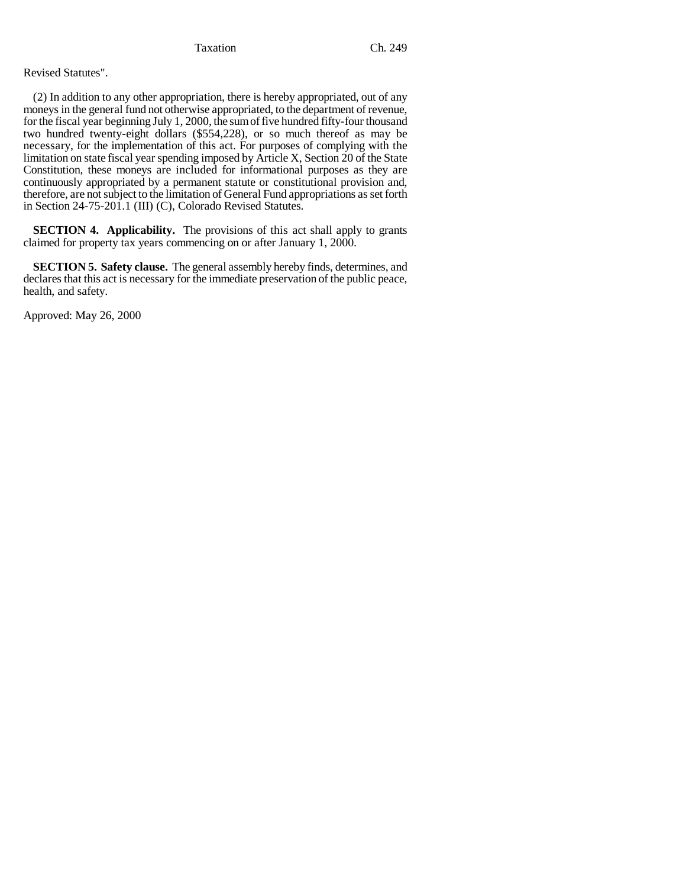Revised Statutes".

(2) In addition to any other appropriation, there is hereby appropriated, out of any moneys in the general fund not otherwise appropriated, to the department of revenue, for the fiscal year beginning July 1, 2000, the sum of five hundred fifty-four thousand two hundred twenty-eight dollars ($554,228), or so much thereof as may be necessary, for the implementation of this act. For purposes of complying with the limitation on state fiscal year spending imposed by Article X, Section 20 of the State Constitution, these moneys are included for informational purposes as they are continuously appropriated by a permanent statute or constitutional provision and, therefore, are not subject to the limitation of General Fund appropriations as set forth in Section 24-75-201.1 (III) (C), Colorado Revised Statutes.

**SECTION 4. Applicability.** The provisions of this act shall apply to grants claimed for property tax years commencing on or after January 1, 2000.

**SECTION 5. Safety clause.** The general assembly hereby finds, determines, and declares that this act is necessary for the immediate preservation of the public peace, health, and safety.

Approved: May 26, 2000